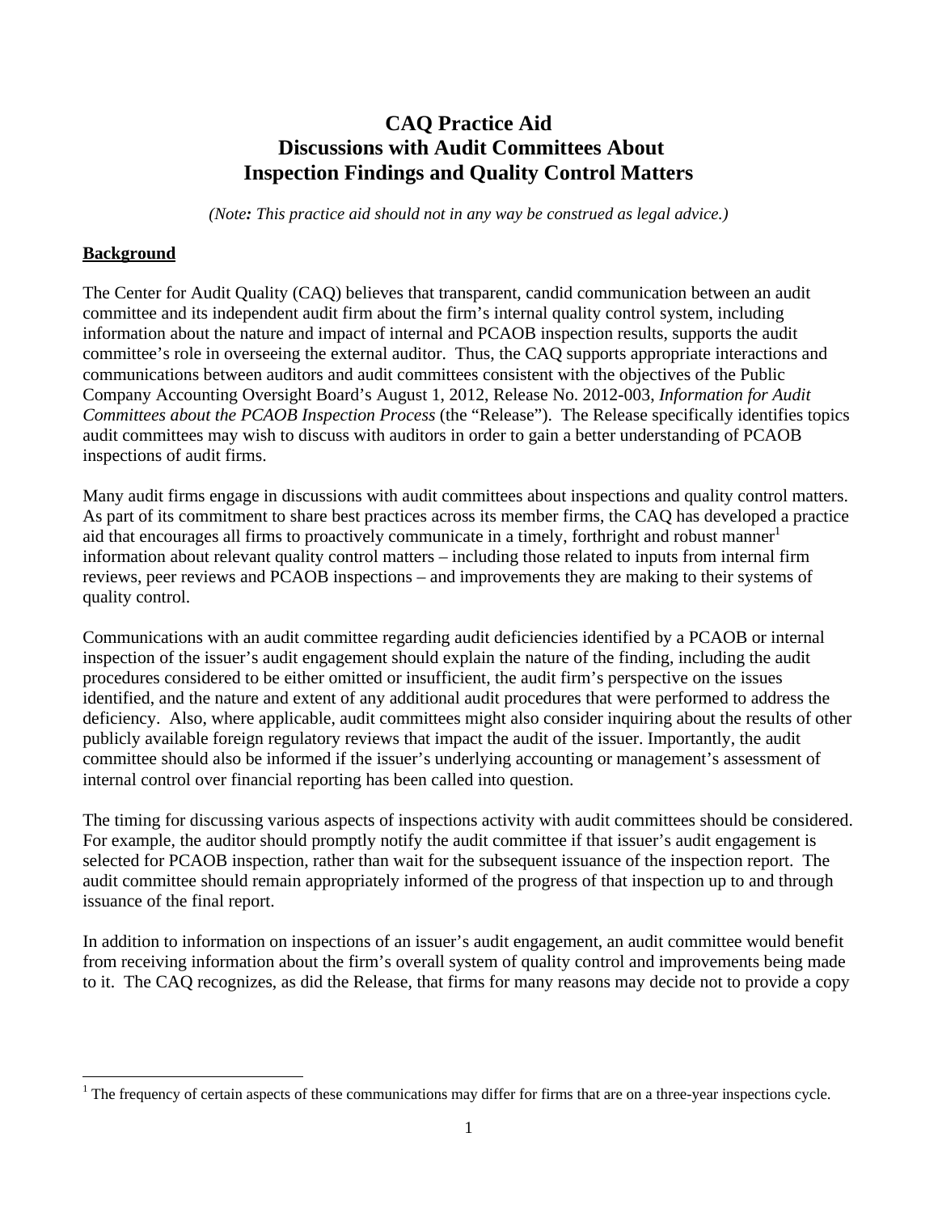# CAQ Practice Aid
# Discussions with Audit Committees About
# Inspection Findings and Quality Control Matters

*(Note: This practice aid should not in any way be construed as legal advice.)*

## Background

The Center for Audit Quality (CAQ) believes that transparent, candid communication between an audit committee and its independent audit firm about the firm's internal quality control system, including information about the nature and impact of internal and PCAOB inspection results, supports the audit committee's role in overseeing the external auditor. Thus, the CAQ supports appropriate interactions and communications between auditors and audit committees consistent with the objectives of the Public Company Accounting Oversight Board's August 1, 2012, Release No. 2012-003, *Information for Audit Committees about the PCAOB Inspection Process* (the "Release"). The Release specifically identifies topics audit committees may wish to discuss with auditors in order to gain a better understanding of PCAOB inspections of audit firms.

Many audit firms engage in discussions with audit committees about inspections and quality control matters. As part of its commitment to share best practices across its member firms, the CAQ has developed a practice aid that encourages all firms to proactively communicate in a timely, forthright and robust manner[1] information about relevant quality control matters – including those related to inputs from internal firm reviews, peer reviews and PCAOB inspections – and improvements they are making to their systems of quality control.

Communications with an audit committee regarding audit deficiencies identified by a PCAOB or internal inspection of the issuer's audit engagement should explain the nature of the finding, including the audit procedures considered to be either omitted or insufficient, the audit firm's perspective on the issues identified, and the nature and extent of any additional audit procedures that were performed to address the deficiency. Also, where applicable, audit committees might also consider inquiring about the results of other publicly available foreign regulatory reviews that impact the audit of the issuer. Importantly, the audit committee should also be informed if the issuer's underlying accounting or management's assessment of internal control over financial reporting has been called into question.

The timing for discussing various aspects of inspections activity with audit committees should be considered. For example, the auditor should promptly notify the audit committee if that issuer's audit engagement is selected for PCAOB inspection, rather than wait for the subsequent issuance of the inspection report. The audit committee should remain appropriately informed of the progress of that inspection up to and through issuance of the final report.

In addition to information on inspections of an issuer's audit engagement, an audit committee would benefit from receiving information about the firm's overall system of quality control and improvements being made to it. The CAQ recognizes, as did the Release, that firms for many reasons may decide not to provide a copy

[1] The frequency of certain aspects of these communications may differ for firms that are on a three-year inspections cycle.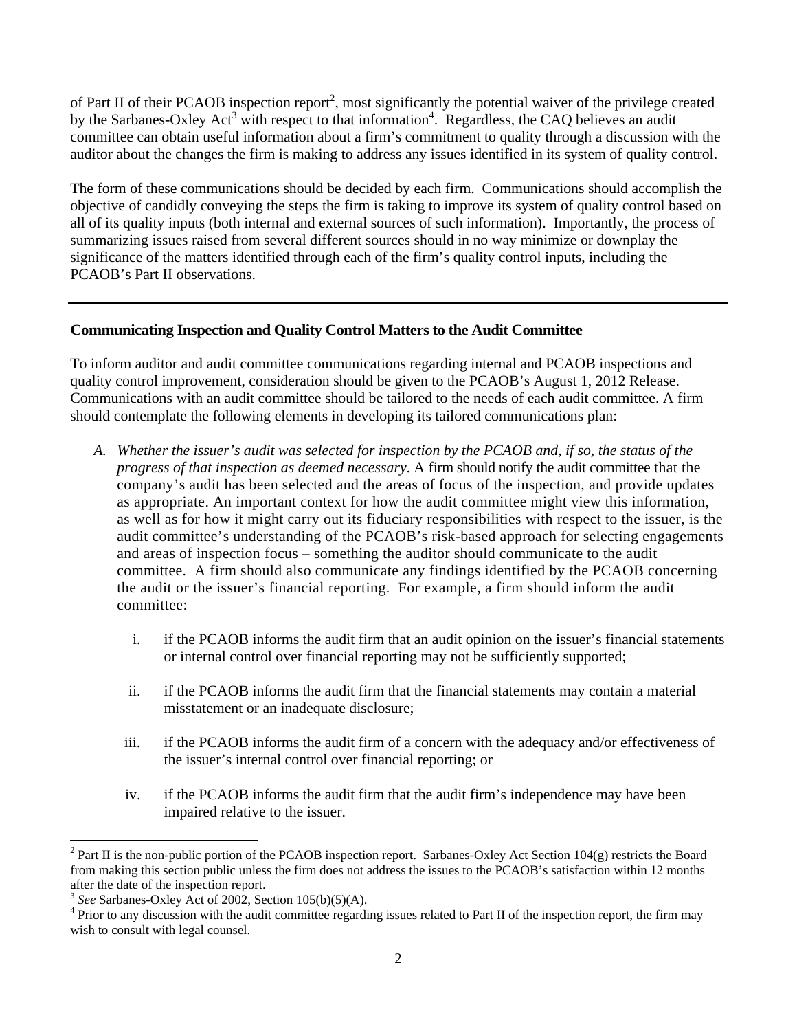of Part II of their PCAOB inspection report[2], most significantly the potential waiver of the privilege created by the Sarbanes-Oxley Act[3] with respect to that information[4]. Regardless, the CAQ believes an audit committee can obtain useful information about a firm's commitment to quality through a discussion with the auditor about the changes the firm is making to address any issues identified in its system of quality control.

The form of these communications should be decided by each firm. Communications should accomplish the objective of candidly conveying the steps the firm is taking to improve its system of quality control based on all of its quality inputs (both internal and external sources of such information). Importantly, the process of summarizing issues raised from several different sources should in no way minimize or downplay the significance of the matters identified through each of the firm's quality control inputs, including the PCAOB's Part II observations.

---

**Communicating Inspection and Quality Control Matters to the Audit Committee**

To inform auditor and audit committee communications regarding internal and PCAOB inspections and quality control improvement, consideration should be given to the PCAOB's August 1, 2012 Release. Communications with an audit committee should be tailored to the needs of each audit committee. A firm should contemplate the following elements in developing its tailored communications plan:

A. *Whether the issuer's audit was selected for inspection by the PCAOB and, if so, the status of the progress of that inspection as deemed necessary.* A firm should notify the audit committee that the company's audit has been selected and the areas of focus of the inspection, and provide updates as appropriate. An important context for how the audit committee might view this information, as well as for how it might carry out its fiduciary responsibilities with respect to the issuer, is the audit committee's understanding of the PCAOB's risk-based approach for selecting engagements and areas of inspection focus – something the auditor should communicate to the audit committee. A firm should also communicate any findings identified by the PCAOB concerning the audit or the issuer's financial reporting. For example, a firm should inform the audit committee:

    i. if the PCAOB informs the audit firm that an audit opinion on the issuer's financial statements or internal control over financial reporting may not be sufficiently supported;

    ii. if the PCAOB informs the audit firm that the financial statements may contain a material misstatement or an inadequate disclosure;

    iii. if the PCAOB informs the audit firm of a concern with the adequacy and/or effectiveness of the issuer's internal control over financial reporting; or

    iv. if the PCAOB informs the audit firm that the audit firm's independence may have been impaired relative to the issuer.

---

[2] Part II is the non-public portion of the PCAOB inspection report. Sarbanes-Oxley Act Section 104(g) restricts the Board from making this section public unless the firm does not address the issues to the PCAOB's satisfaction within 12 months after the date of the inspection report.

[3] *See* Sarbanes-Oxley Act of 2002, Section 105(b)(5)(A).

[4] Prior to any discussion with the audit committee regarding issues related to Part II of the inspection report, the firm may wish to consult with legal counsel.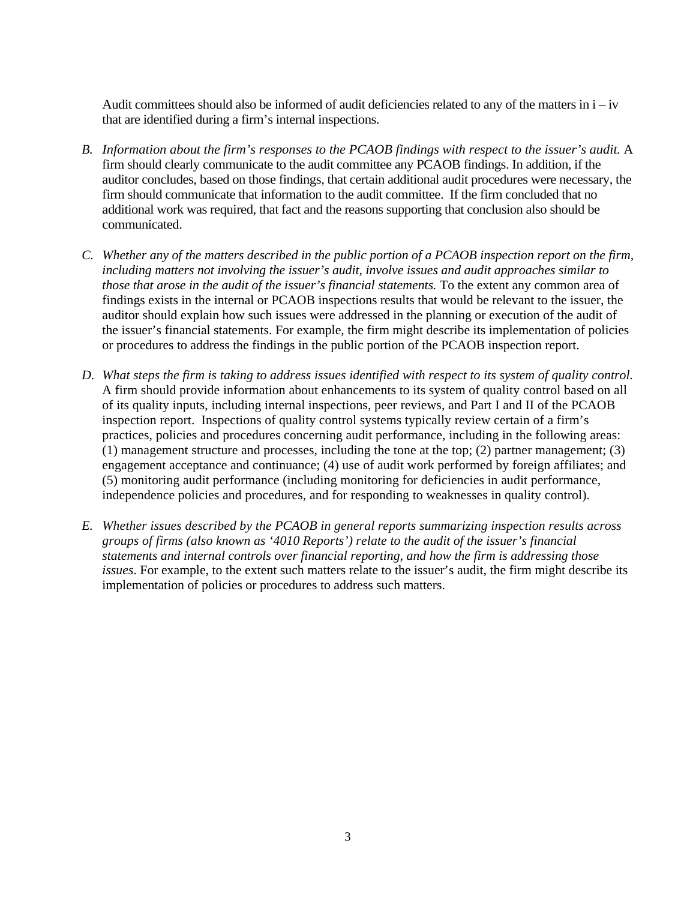Audit committees should also be informed of audit deficiencies related to any of the matters in i – iv that are identified during a firm's internal inspections.

B. *Information about the firm's responses to the PCAOB findings with respect to the issuer's audit.* A firm should clearly communicate to the audit committee any PCAOB findings. In addition, if the auditor concludes, based on those findings, that certain additional audit procedures were necessary, the firm should communicate that information to the audit committee. If the firm concluded that no additional work was required, that fact and the reasons supporting that conclusion also should be communicated.

C. *Whether any of the matters described in the public portion of a PCAOB inspection report on the firm, including matters not involving the issuer's audit, involve issues and audit approaches similar to those that arose in the audit of the issuer's financial statements.* To the extent any common area of findings exists in the internal or PCAOB inspections results that would be relevant to the issuer, the auditor should explain how such issues were addressed in the planning or execution of the audit of the issuer's financial statements. For example, the firm might describe its implementation of policies or procedures to address the findings in the public portion of the PCAOB inspection report.

D. *What steps the firm is taking to address issues identified with respect to its system of quality control.* A firm should provide information about enhancements to its system of quality control based on all of its quality inputs, including internal inspections, peer reviews, and Part I and II of the PCAOB inspection report. Inspections of quality control systems typically review certain of a firm's practices, policies and procedures concerning audit performance, including in the following areas: (1) management structure and processes, including the tone at the top; (2) partner management; (3) engagement acceptance and continuance; (4) use of audit work performed by foreign affiliates; and (5) monitoring audit performance (including monitoring for deficiencies in audit performance, independence policies and procedures, and for responding to weaknesses in quality control).

E. *Whether issues described by the PCAOB in general reports summarizing inspection results across groups of firms (also known as '4010 Reports') relate to the audit of the issuer's financial statements and internal controls over financial reporting, and how the firm is addressing those issues*. For example, to the extent such matters relate to the issuer's audit, the firm might describe its implementation of policies or procedures to address such matters.